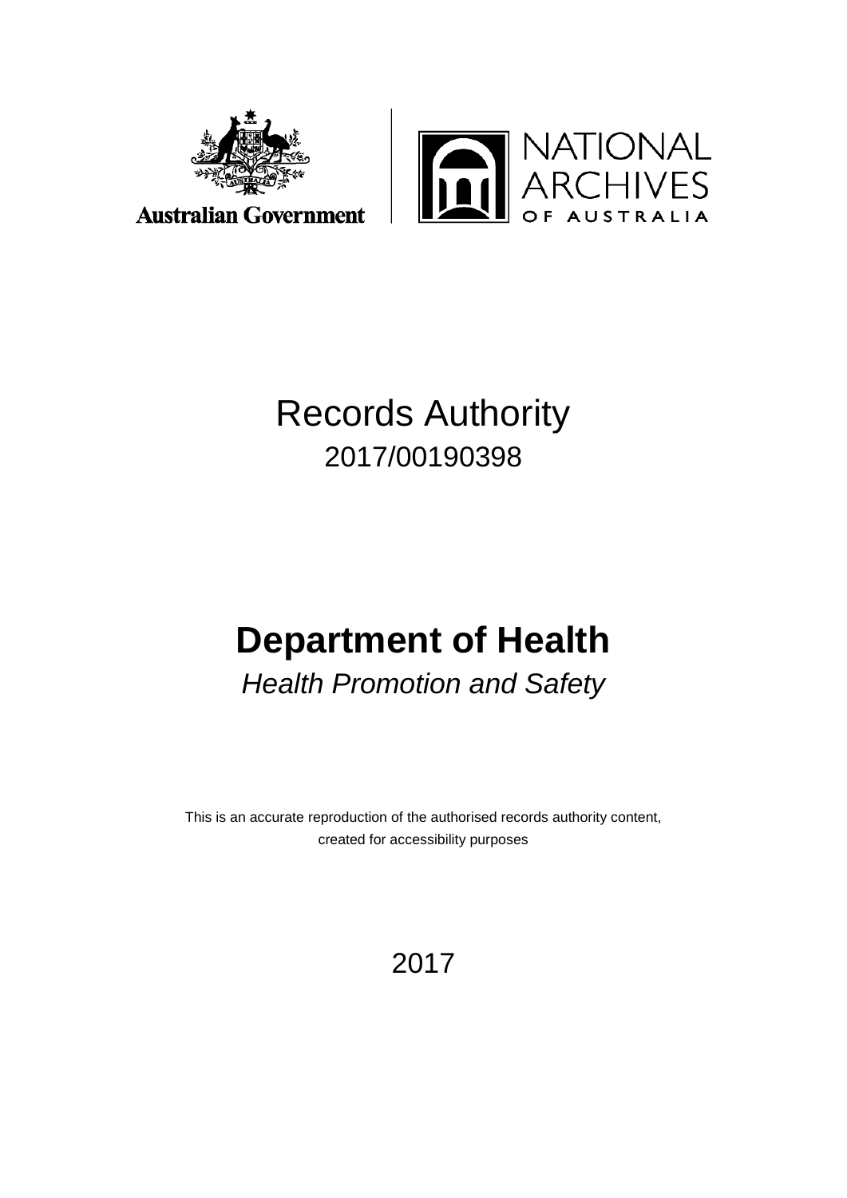Australian Government

NATIONAL ARCHIVES OF AUSTRALIA

# Records Authority

2017/00190398

# Department of Health

*Health Promotion and Safety*

This is an accurate reproduction of the authorised records authority content, created for accessibility purposes

2017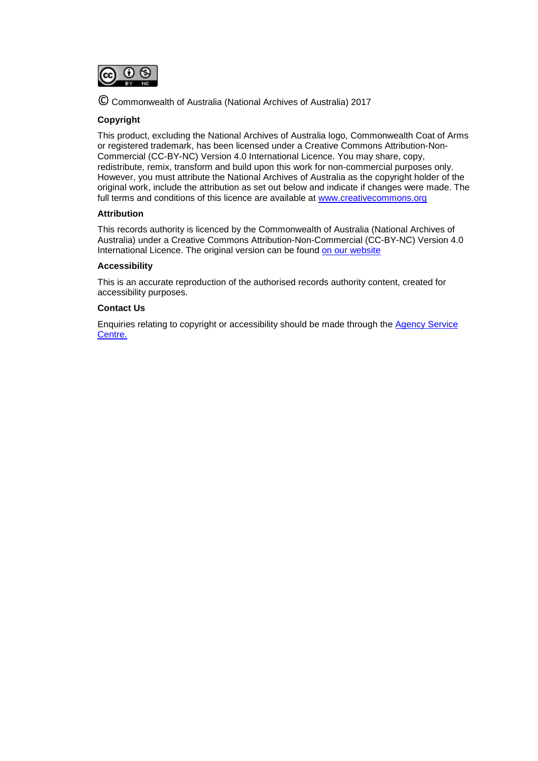© Commonwealth of Australia (National Archives of Australia) 2017

**Copyright**

This product, excluding the National Archives of Australia logo, Commonwealth Coat of Arms or registered trademark, has been licensed under a Creative Commons Attribution-Non-Commercial (CC-BY-NC) Version 4.0 International Licence. You may share, copy, redistribute, remix, transform and build upon this work for non-commercial purposes only. However, you must attribute the National Archives of Australia as the copyright holder of the original work, include the attribution as set out below and indicate if changes were made. The full terms and conditions of this licence are available at [www.creativecommons.org](www.creativecommons.org)

**Attribution**

This records authority is licenced by the Commonwealth of Australia (National Archives of Australia) under a Creative Commons Attribution-Non-Commercial (CC-BY-NC) Version 4.0 International Licence. The original version can be found on our website

**Accessibility**

This is an accurate reproduction of the authorised records authority content, created for accessibility purposes.

**Contact Us**

Enquiries relating to copyright or accessibility should be made through the Agency Service Centre.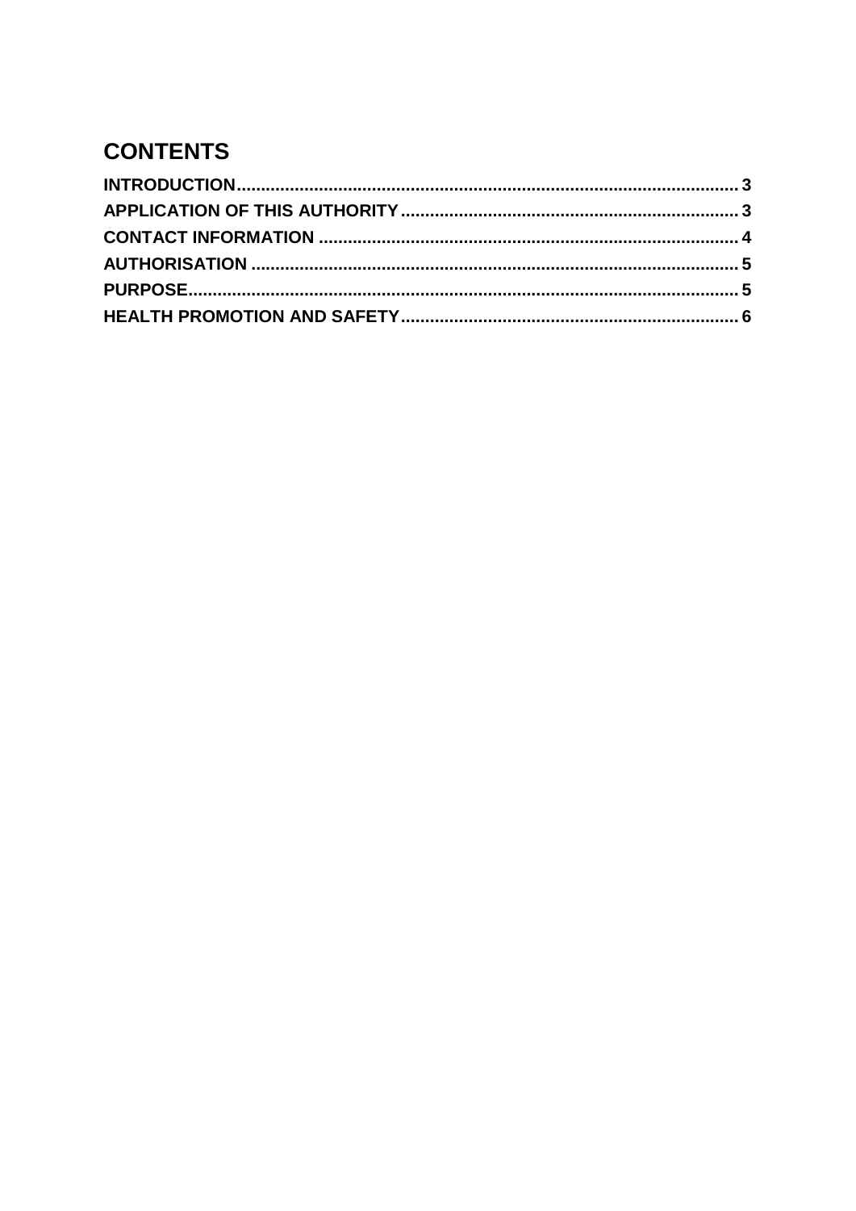# CONTENTS

**INTRODUCTION** .......... 3

**APPLICATION OF THIS AUTHORITY** .......... 3

**CONTACT INFORMATION** .......... 4

**AUTHORISATION** .......... 5

**PURPOSE** .......... 5

**HEALTH PROMOTION AND SAFETY** .......... 6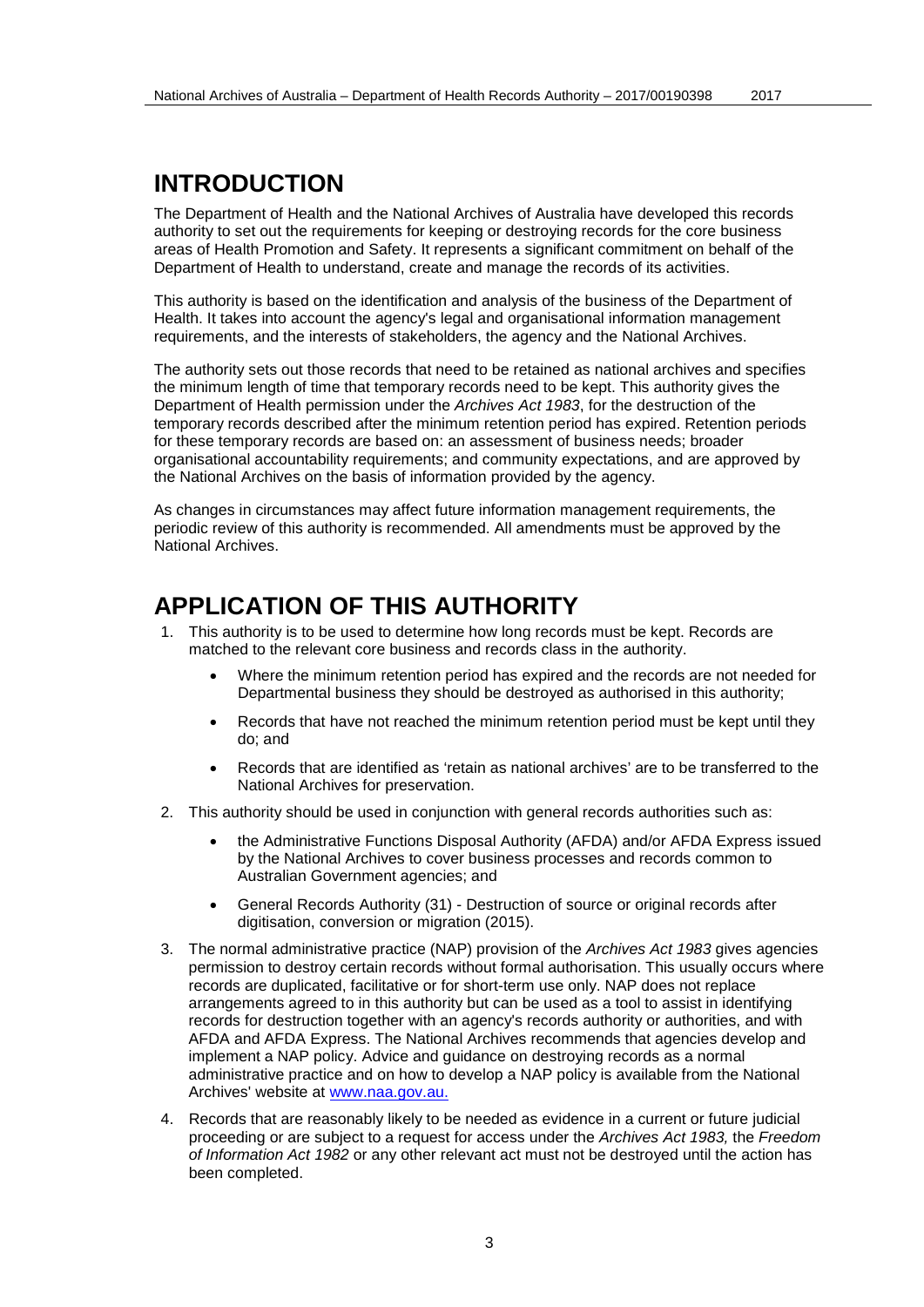# INTRODUCTION

The Department of Health and the National Archives of Australia have developed this records authority to set out the requirements for keeping or destroying records for the core business areas of Health Promotion and Safety. It represents a significant commitment on behalf of the Department of Health to understand, create and manage the records of its activities.

This authority is based on the identification and analysis of the business of the Department of Health. It takes into account the agency's legal and organisational information management requirements, and the interests of stakeholders, the agency and the National Archives.

The authority sets out those records that need to be retained as national archives and specifies the minimum length of time that temporary records need to be kept. This authority gives the Department of Health permission under the *Archives Act 1983*, for the destruction of the temporary records described after the minimum retention period has expired. Retention periods for these temporary records are based on: an assessment of business needs; broader organisational accountability requirements; and community expectations, and are approved by the National Archives on the basis of information provided by the agency.

As changes in circumstances may affect future information management requirements, the periodic review of this authority is recommended. All amendments must be approved by the National Archives.

# APPLICATION OF THIS AUTHORITY

1. This authority is to be used to determine how long records must be kept. Records are matched to the relevant core business and records class in the authority.
    - Where the minimum retention period has expired and the records are not needed for Departmental business they should be destroyed as authorised in this authority;
    - Records that have not reached the minimum retention period must be kept until they do; and
    - Records that are identified as 'retain as national archives' are to be transferred to the National Archives for preservation.
2. This authority should be used in conjunction with general records authorities such as:
    - the Administrative Functions Disposal Authority (AFDA) and/or AFDA Express issued by the National Archives to cover business processes and records common to Australian Government agencies; and
    - General Records Authority (31) - Destruction of source or original records after digitisation, conversion or migration (2015).
3. The normal administrative practice (NAP) provision of the *Archives Act 1983* gives agencies permission to destroy certain records without formal authorisation. This usually occurs where records are duplicated, facilitative or for short-term use only. NAP does not replace arrangements agreed to in this authority but can be used as a tool to assist in identifying records for destruction together with an agency's records authority or authorities, and with AFDA and AFDA Express. The National Archives recommends that agencies develop and implement a NAP policy. Advice and guidance on destroying records as a normal administrative practice and on how to develop a NAP policy is available from the National Archives' website at www.naa.gov.au.
4. Records that are reasonably likely to be needed as evidence in a current or future judicial proceeding or are subject to a request for access under the *Archives Act 1983,* the *Freedom of Information Act 1982* or any other relevant act must not be destroyed until the action has been completed.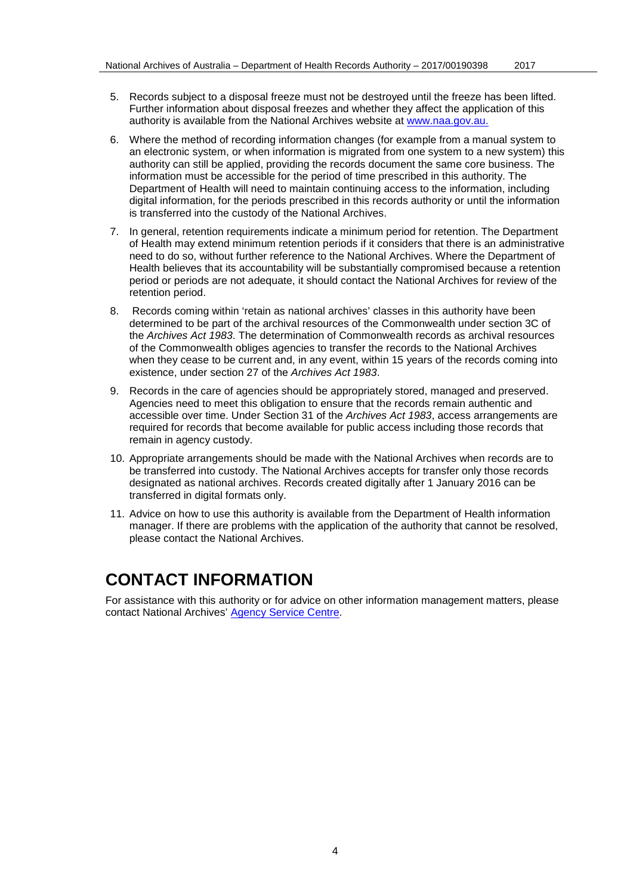5. Records subject to a disposal freeze must not be destroyed until the freeze has been lifted. Further information about disposal freezes and whether they affect the application of this authority is available from the National Archives website at [www.naa.gov.au.](http://www.naa.gov.au)

6. Where the method of recording information changes (for example from a manual system to an electronic system, or when information is migrated from one system to a new system) this authority can still be applied, providing the records document the same core business. The information must be accessible for the period of time prescribed in this authority. The Department of Health will need to maintain continuing access to the information, including digital information, for the periods prescribed in this records authority or until the information is transferred into the custody of the National Archives.

7. In general, retention requirements indicate a minimum period for retention. The Department of Health may extend minimum retention periods if it considers that there is an administrative need to do so, without further reference to the National Archives. Where the Department of Health believes that its accountability will be substantially compromised because a retention period or periods are not adequate, it should contact the National Archives for review of the retention period.

8. Records coming within 'retain as national archives' classes in this authority have been determined to be part of the archival resources of the Commonwealth under section 3C of the *Archives Act 1983*. The determination of Commonwealth records as archival resources of the Commonwealth obliges agencies to transfer the records to the National Archives when they cease to be current and, in any event, within 15 years of the records coming into existence, under section 27 of the *Archives Act 1983*.

9. Records in the care of agencies should be appropriately stored, managed and preserved. Agencies need to meet this obligation to ensure that the records remain authentic and accessible over time. Under Section 31 of the *Archives Act 1983*, access arrangements are required for records that become available for public access including those records that remain in agency custody.

10. Appropriate arrangements should be made with the National Archives when records are to be transferred into custody. The National Archives accepts for transfer only those records designated as national archives. Records created digitally after 1 January 2016 can be transferred in digital formats only.

11. Advice on how to use this authority is available from the Department of Health information manager. If there are problems with the application of the authority that cannot be resolved, please contact the National Archives.

# CONTACT INFORMATION

For assistance with this authority or for advice on other information management matters, please contact National Archives' Agency Service Centre.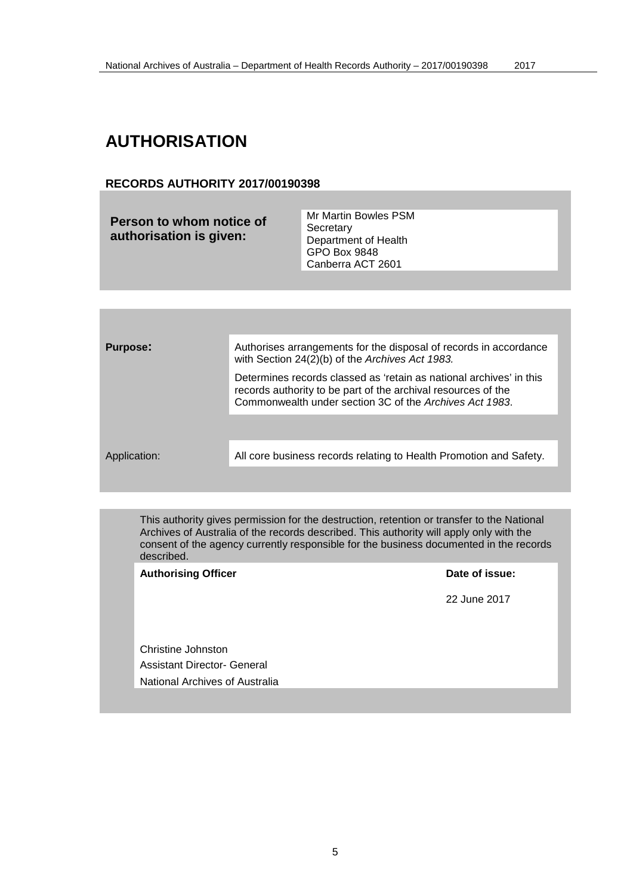# AUTHORISATION

## RECORDS AUTHORITY 2017/00190398

| **Person to whom notice of authorisation is given:** | Mr Martin Bowles PSM<br>Secretary<br>Department of Health<br>GPO Box 9848<br>Canberra ACT 2601 |
|---|---|

| | |
|---|---|
| **Purpose:** | Authorises arrangements for the disposal of records in accordance with Section 24(2)(b) of the *Archives Act 1983.*<br><br>Determines records classed as 'retain as national archives' in this records authority to be part of the archival resources of the Commonwealth under section 3C of the *Archives Act 1983*. |
| Application: | All core business records relating to Health Promotion and Safety. |

This authority gives permission for the destruction, retention or transfer to the National Archives of Australia of the records described. This authority will apply only with the consent of the agency currently responsible for the business documented in the records described.

| **Authorising Officer** | **Date of issue:** |
|---|---|
| Christine Johnston<br>Assistant Director- General<br>National Archives of Australia | 22 June 2017 |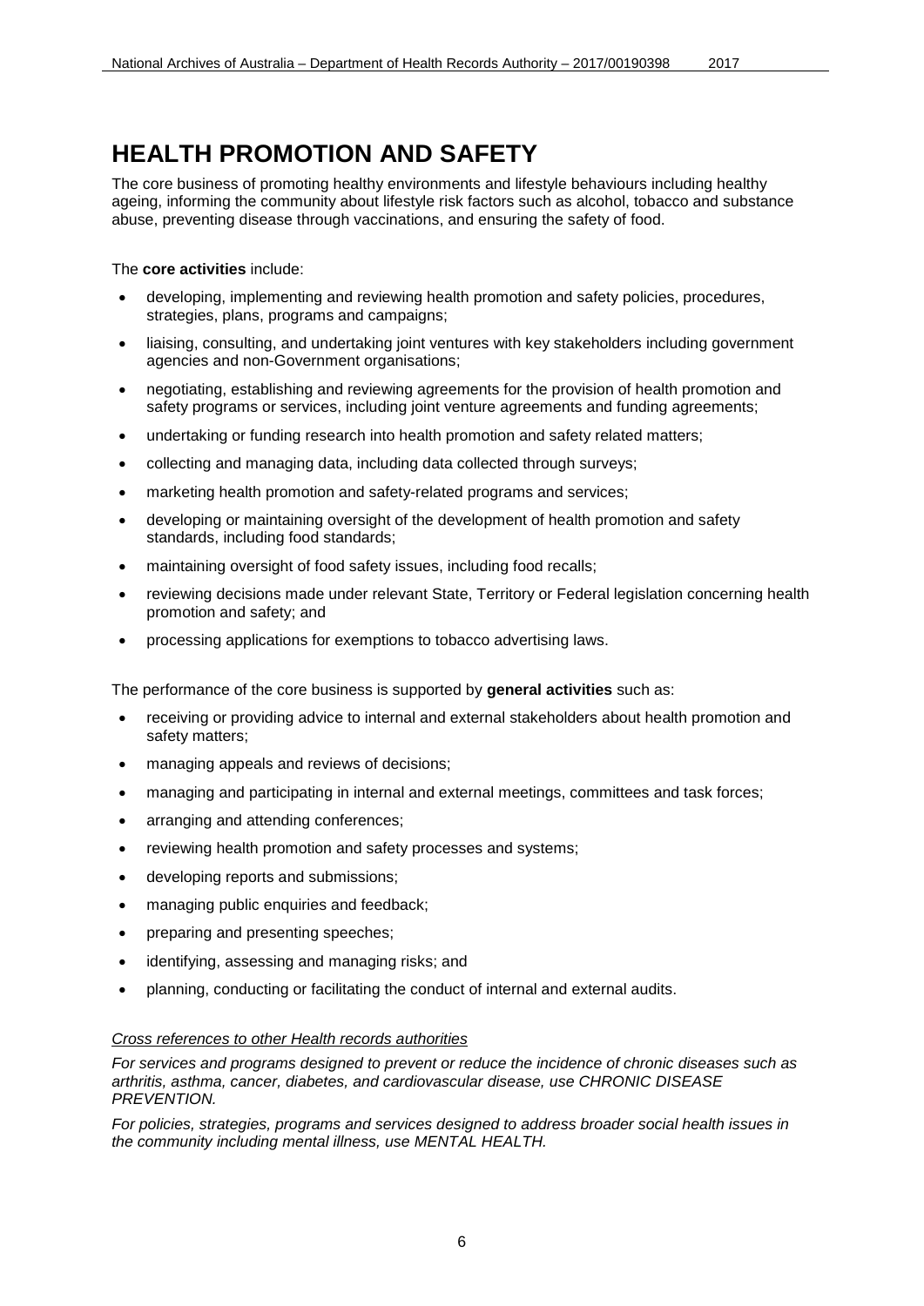# HEALTH PROMOTION AND SAFETY

The core business of promoting healthy environments and lifestyle behaviours including healthy ageing, informing the community about lifestyle risk factors such as alcohol, tobacco and substance abuse, preventing disease through vaccinations, and ensuring the safety of food.

The **core activities** include:

- developing, implementing and reviewing health promotion and safety policies, procedures, strategies, plans, programs and campaigns;
- liaising, consulting, and undertaking joint ventures with key stakeholders including government agencies and non-Government organisations;
- negotiating, establishing and reviewing agreements for the provision of health promotion and safety programs or services, including joint venture agreements and funding agreements;
- undertaking or funding research into health promotion and safety related matters;
- collecting and managing data, including data collected through surveys;
- marketing health promotion and safety-related programs and services;
- developing or maintaining oversight of the development of health promotion and safety standards, including food standards;
- maintaining oversight of food safety issues, including food recalls;
- reviewing decisions made under relevant State, Territory or Federal legislation concerning health promotion and safety; and
- processing applications for exemptions to tobacco advertising laws.

The performance of the core business is supported by **general activities** such as:

- receiving or providing advice to internal and external stakeholders about health promotion and safety matters;
- managing appeals and reviews of decisions;
- managing and participating in internal and external meetings, committees and task forces;
- arranging and attending conferences;
- reviewing health promotion and safety processes and systems;
- developing reports and submissions;
- managing public enquiries and feedback;
- preparing and presenting speeches;
- identifying, assessing and managing risks; and
- planning, conducting or facilitating the conduct of internal and external audits.

*Cross references to other Health records authorities*

*For services and programs designed to prevent or reduce the incidence of chronic diseases such as arthritis, asthma, cancer, diabetes, and cardiovascular disease, use CHRONIC DISEASE PREVENTION.*

*For policies, strategies, programs and services designed to address broader social health issues in the community including mental illness, use MENTAL HEALTH.*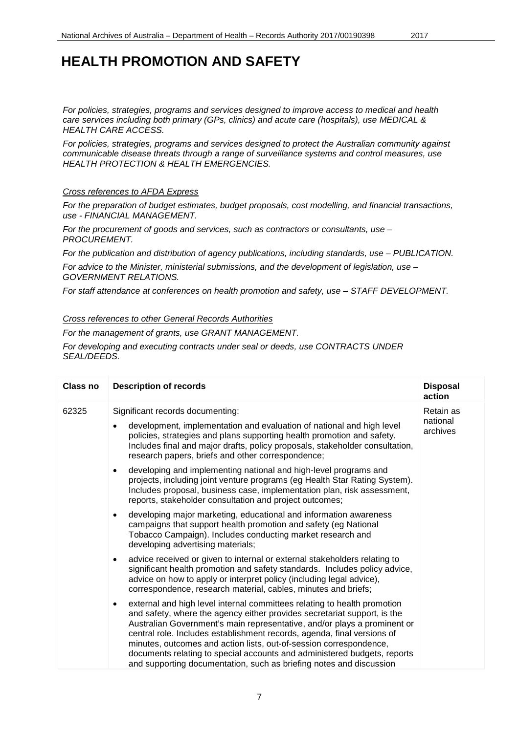# HEALTH PROMOTION AND SAFETY

*For policies, strategies, programs and services designed to improve access to medical and health care services including both primary (GPs, clinics) and acute care (hospitals), use MEDICAL & HEALTH CARE ACCESS.*

*For policies, strategies, programs and services designed to protect the Australian community against communicable disease threats through a range of surveillance systems and control measures, use HEALTH PROTECTION & HEALTH EMERGENCIES.*

*Cross references to AFDA Express*

*For the preparation of budget estimates, budget proposals, cost modelling, and financial transactions, use - FINANCIAL MANAGEMENT.*

*For the procurement of goods and services, such as contractors or consultants, use – PROCUREMENT.*

*For the publication and distribution of agency publications, including standards, use – PUBLICATION.*

*For advice to the Minister, ministerial submissions, and the development of legislation, use – GOVERNMENT RELATIONS.*

*For staff attendance at conferences on health promotion and safety, use – STAFF DEVELOPMENT.*

*Cross references to other General Records Authorities*

*For the management of grants, use GRANT MANAGEMENT.*

*For developing and executing contracts under seal or deeds, use CONTRACTS UNDER SEAL/DEEDS.*

| Class no | Description of records | Disposal action |
|---|---|---|
| 62325 | Significant records documenting:<br>• development, implementation and evaluation of national and high level policies, strategies and plans supporting health promotion and safety. Includes final and major drafts, policy proposals, stakeholder consultation, research papers, briefs and other correspondence;<br>• developing and implementing national and high-level programs and projects, including joint venture programs (eg Health Star Rating System). Includes proposal, business case, implementation plan, risk assessment, reports, stakeholder consultation and project outcomes;<br>• developing major marketing, educational and information awareness campaigns that support health promotion and safety (eg National Tobacco Campaign). Includes conducting market research and developing advertising materials;<br>• advice received or given to internal or external stakeholders relating to significant health promotion and safety standards. Includes policy advice, advice on how to apply or interpret policy (including legal advice), correspondence, research material, cables, minutes and briefs;<br>• external and high level internal committees relating to health promotion and safety, where the agency either provides secretariat support, is the Australian Government's main representative, and/or plays a prominent or central role. Includes establishment records, agenda, final versions of minutes, outcomes and action lists, out-of-session correspondence, documents relating to special accounts and administered budgets, reports and supporting documentation, such as briefing notes and discussion | Retain as national archives |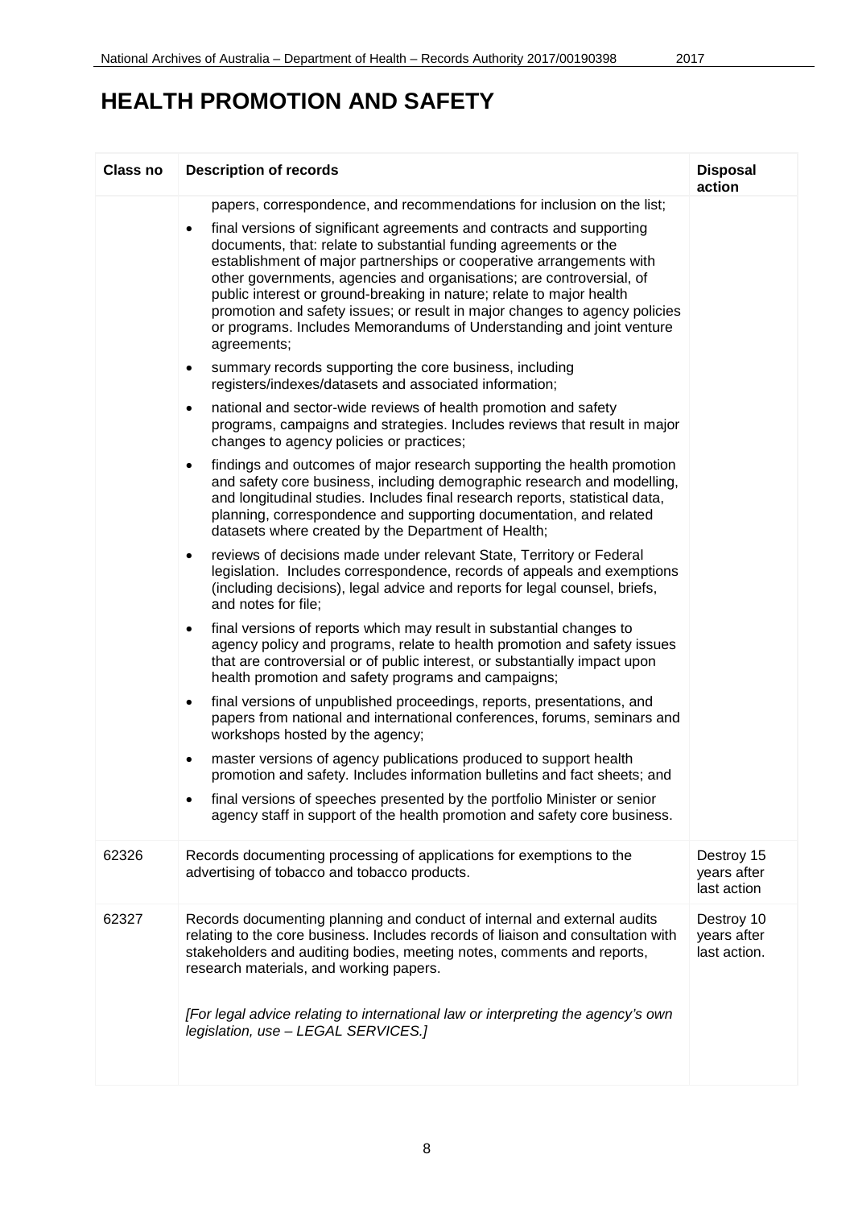# HEALTH PROMOTION AND SAFETY

| Class no | Description of records | Disposal action |
|---|---|---|
| | papers, correspondence, and recommendations for inclusion on the list;<br>• final versions of significant agreements and contracts and supporting documents, that: relate to substantial funding agreements or the establishment of major partnerships or cooperative arrangements with other governments, agencies and organisations; are controversial, of public interest or ground-breaking in nature; relate to major health promotion and safety issues; or result in major changes to agency policies or programs. Includes Memorandums of Understanding and joint venture agreements;<br>• summary records supporting the core business, including registers/indexes/datasets and associated information;<br>• national and sector-wide reviews of health promotion and safety programs, campaigns and strategies. Includes reviews that result in major changes to agency policies or practices;<br>• findings and outcomes of major research supporting the health promotion and safety core business, including demographic research and modelling, and longitudinal studies. Includes final research reports, statistical data, planning, correspondence and supporting documentation, and related datasets where created by the Department of Health;<br>• reviews of decisions made under relevant State, Territory or Federal legislation. Includes correspondence, records of appeals and exemptions (including decisions), legal advice and reports for legal counsel, briefs, and notes for file;<br>• final versions of reports which may result in substantial changes to agency policy and programs, relate to health promotion and safety issues that are controversial or of public interest, or substantially impact upon health promotion and safety programs and campaigns;<br>• final versions of unpublished proceedings, reports, presentations, and papers from national and international conferences, forums, seminars and workshops hosted by the agency;<br>• master versions of agency publications produced to support health promotion and safety. Includes information bulletins and fact sheets; and<br>• final versions of speeches presented by the portfolio Minister or senior agency staff in support of the health promotion and safety core business. | |
| 62326 | Records documenting processing of applications for exemptions to the advertising of tobacco and tobacco products. | Destroy 15 years after last action |
| 62327 | Records documenting planning and conduct of internal and external audits relating to the core business. Includes records of liaison and consultation with stakeholders and auditing bodies, meeting notes, comments and reports, research materials, and working papers.<br><br>*[For legal advice relating to international law or interpreting the agency's own legislation, use – LEGAL SERVICES.]* | Destroy 10 years after last action. |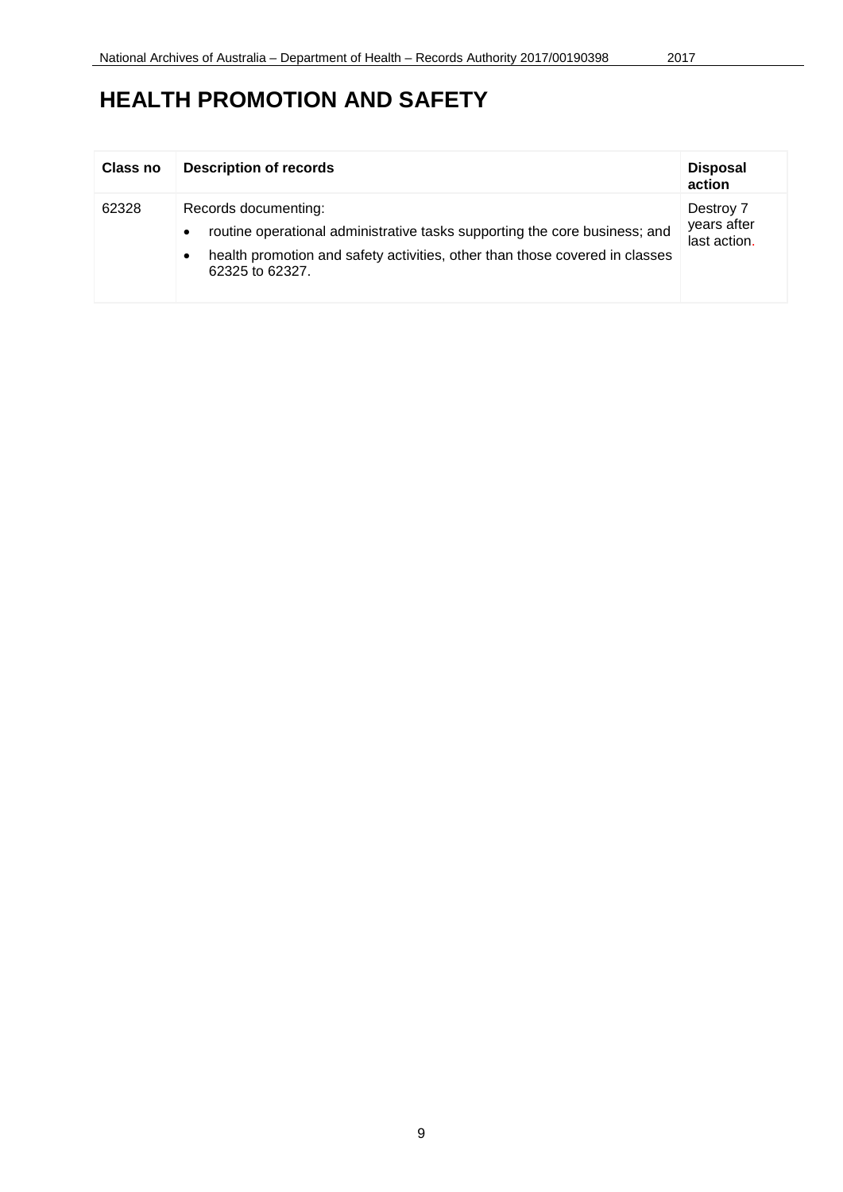# HEALTH PROMOTION AND SAFETY

| Class no | Description of records | Disposal action |
|---|---|---|
| 62328 | Records documenting:<br>• routine operational administrative tasks supporting the core business; and<br>• health promotion and safety activities, other than those covered in classes 62325 to 62327. | Destroy 7 years after last action. |